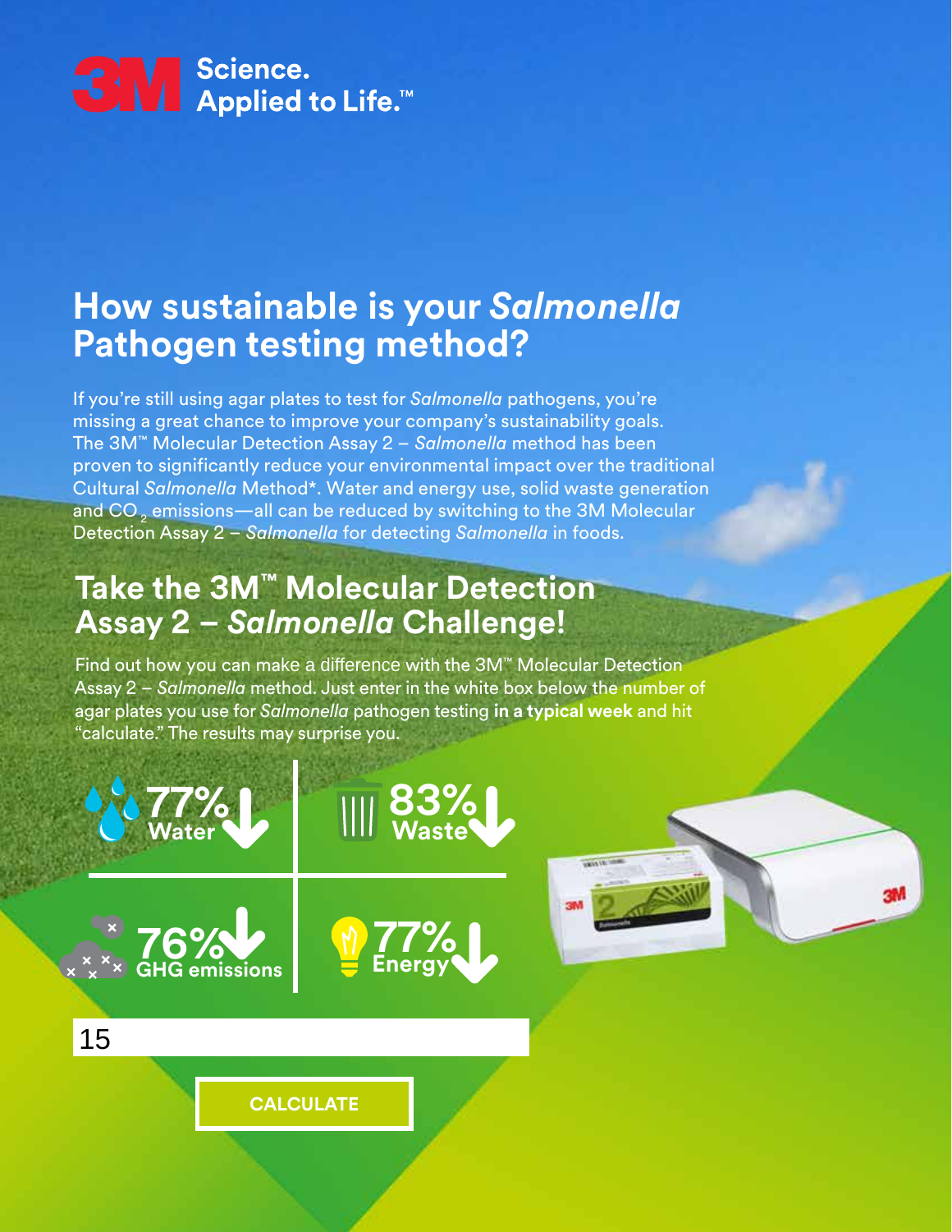3M Science. Applied to Life.™

# How sustainable is your *Salmonella* Pathogen testing method?

If you're still using agar plates to test for *Salmonella* pathogens, you're missing a great chance to improve your company's sustainability goals. The 3M™ Molecular Detection Assay 2 – *Salmonella* method has been proven to significantly reduce your environmental impact over the traditional Cultural *Salmonella* Method*. Water and energy use, solid waste generation and $CO_2$ emissions—all can be reduced by switching to the 3M Molecular Detection Assay 2 – *Salmonella* for detecting *Salmonella* in foods.

## Take the 3M™ Molecular Detection Assay 2 – *Salmonella* Challenge!

Find out how you can make a difference with the 3M™ Molecular Detection Assay 2 – *Salmonella* method. Just enter in the white box below the number of agar plates you use for *Salmonella* pathogen testing **in a typical week** and hit "calculate." The results may surprise you.

77% Water ↓

83% Waste ↓

76% GHG emissions ↓

77% Energy ↓

15

CALCULATE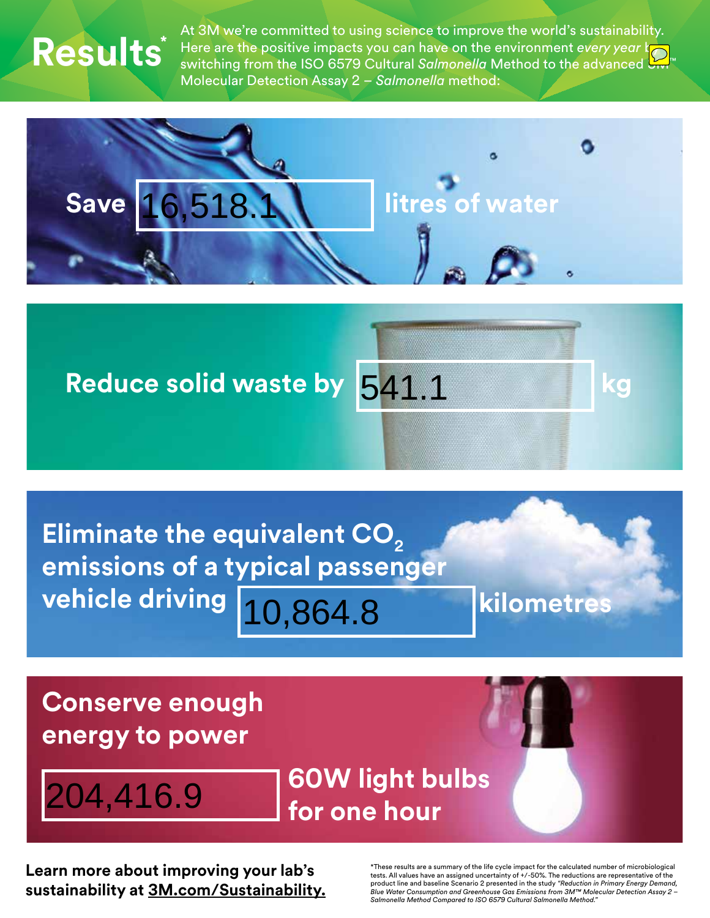# Results*

At 3M we're committed to using science to improve the world's sustainability. Here are the positive impacts you can have on the environment *every year* by switching from the ISO 6579 Cultural *Salmonella* Method to the advanced 3M™ Molecular Detection Assay 2 – *Salmonella* method:

**Save** 16,518.1 **litres of water**

**Reduce solid waste by** 541.1 **kg**

**Eliminate the equivalent $CO_2$ emissions of a typical passenger vehicle driving** 10,864.8 **kilometres**

**Conserve enough energy to power** 204,416.9 **60W light bulbs for one hour**

**Learn more about improving your lab's sustainability at 3M.com/Sustainability.**

*These results are a summary of the life cycle impact for the calculated number of microbiological tests. All values have an assigned uncertainty of +/-50%. The reductions are representative of the product line and baseline Scenario 2 presented in the study *"Reduction in Primary Energy Demand, Blue Water Consumption and Greenhouse Gas Emissions from 3M™ Molecular Detection Assay 2 – Salmonella Method Compared to ISO 6579 Cultural Salmonella Method."*